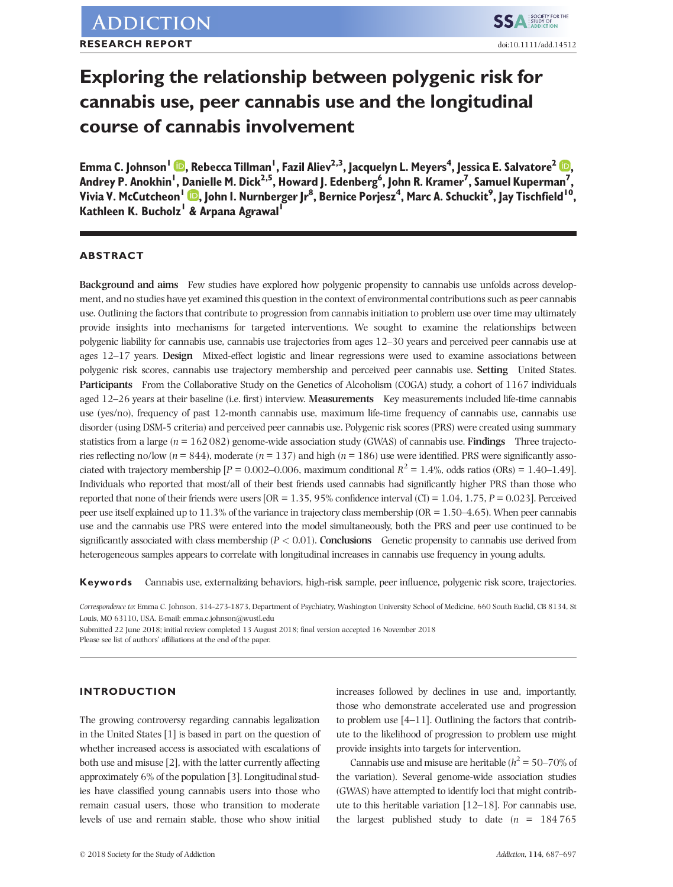RESEARCH REPORT

# Exploring the relationship between polygenic risk for cannabis use, peer cannabis use and the longitudinal course of cannabis involvement

**Emma C. Johnson[1], Rebecca Tillman[1], Fazil Aliev[2,3], Jacquelyn L. Meyers[4], Jessica E. Salvatore[2], Andrey P. Anokhin[1], Danielle M. Dick[2,5], Howard J. Edenberg[6], John R. Kramer[7], Samuel Kuperman[7], Vivia V. McCutcheon[1], John I. Nurnberger Jr[8], Bernice Porjesz[4], Marc A. Schuckit[9], Jay Tischfield[10], Kathleen K. Bucholz[1] & Arpana Agrawal[1]**

## ABSTRACT

**Background and aims** Few studies have explored how polygenic propensity to cannabis use unfolds across development, and no studies have yet examined this question in the context of environmental contributions such as peer cannabis use. Outlining the factors that contribute to progression from cannabis initiation to problem use over time may ultimately provide insights into mechanisms for targeted interventions. We sought to examine the relationships between polygenic liability for cannabis use, cannabis use trajectories from ages 12–30 years and perceived peer cannabis use at ages 12–17 years. **Design** Mixed-effect logistic and linear regressions were used to examine associations between polygenic risk scores, cannabis use trajectory membership and perceived peer cannabis use. **Setting** United States. **Participants** From the Collaborative Study on the Genetics of Alcoholism (COGA) study, a cohort of 1167 individuals aged 12–26 years at their baseline (i.e. first) interview. **Measurements** Key measurements included life-time cannabis use (yes/no), frequency of past 12-month cannabis use, maximum life-time frequency of cannabis use, cannabis use disorder (using DSM-5 criteria) and perceived peer cannabis use. Polygenic risk scores (PRS) were created using summary statistics from a large ($n$ = 162 082) genome-wide association study (GWAS) of cannabis use. **Findings** Three trajectories reflecting no/low ($n$ = 844), moderate ($n$ = 137) and high ($n$ = 186) use were identified. PRS were significantly associated with trajectory membership [$P$ = 0.002–0.006, maximum conditional $R^2$ = 1.4%, odds ratios (ORs) = 1.40–1.49]. Individuals who reported that most/all of their best friends used cannabis had significantly higher PRS than those who reported that none of their friends were users [OR = 1.35, 95% confidence interval (CI) = 1.04, 1.75, $P$ = 0.023]. Perceived peer use itself explained up to 11.3% of the variance in trajectory class membership (OR = 1.50–4.65). When peer cannabis use and the cannabis use PRS were entered into the model simultaneously, both the PRS and peer use continued to be significantly associated with class membership ($P$ < 0.01). **Conclusions** Genetic propensity to cannabis use derived from heterogeneous samples appears to correlate with longitudinal increases in cannabis use frequency in young adults.

**Keywords** Cannabis use, externalizing behaviors, high-risk sample, peer influence, polygenic risk score, trajectories.

*Correspondence to:* Emma C. Johnson, 314-273-1873, Department of Psychiatry, Washington University School of Medicine, 660 South Euclid, CB 8134, St Louis, MO 63110, USA. E-mail: emma.c.johnson@wustl.edu
Submitted 22 June 2018; initial review completed 13 August 2018; final version accepted 16 November 2018
Please see list of authors' affiliations at the end of the paper.

## INTRODUCTION

The growing controversy regarding cannabis legalization in the United States [1] is based in part on the question of whether increased access is associated with escalations of both use and misuse [2], with the latter currently affecting approximately 6% of the population [3]. Longitudinal studies have classified young cannabis users into those who remain casual users, those who transition to moderate levels of use and remain stable, those who show initial increases followed by declines in use and, importantly, those who demonstrate accelerated use and progression to problem use [4–11]. Outlining the factors that contribute to the likelihood of progression to problem use might provide insights into targets for intervention.

Cannabis use and misuse are heritable ($h^2$ = 50–70% of the variation). Several genome-wide association studies (GWAS) have attempted to identify loci that might contribute to this heritable variation [12–18]. For cannabis use, the largest published study to date ($n$ = 184 765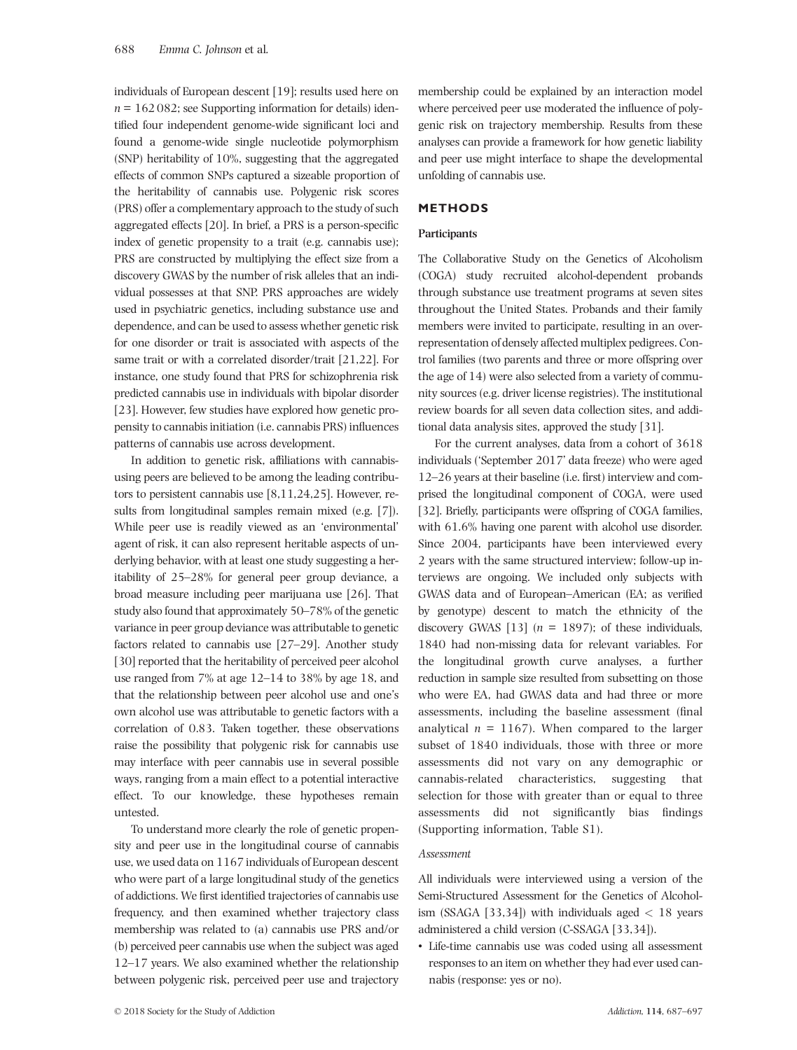individuals of European descent [19]; results used here on $n$ = 162 082; see Supporting information for details) identified four independent genome-wide significant loci and found a genome-wide single nucleotide polymorphism (SNP) heritability of 10%, suggesting that the aggregated effects of common SNPs captured a sizeable proportion of the heritability of cannabis use. Polygenic risk scores (PRS) offer a complementary approach to the study of such aggregated effects [20]. In brief, a PRS is a person-specific index of genetic propensity to a trait (e.g. cannabis use); PRS are constructed by multiplying the effect size from a discovery GWAS by the number of risk alleles that an individual possesses at that SNP. PRS approaches are widely used in psychiatric genetics, including substance use and dependence, and can be used to assess whether genetic risk for one disorder or trait is associated with aspects of the same trait or with a correlated disorder/trait [21,22]. For instance, one study found that PRS for schizophrenia risk predicted cannabis use in individuals with bipolar disorder [23]. However, few studies have explored how genetic propensity to cannabis initiation (i.e. cannabis PRS) influences patterns of cannabis use across development.

In addition to genetic risk, affiliations with cannabis-using peers are believed to be among the leading contributors to persistent cannabis use [8,11,24,25]. However, results from longitudinal samples remain mixed (e.g. [7]). While peer use is readily viewed as an 'environmental' agent of risk, it can also represent heritable aspects of underlying behavior, with at least one study suggesting a heritability of 25–28% for general peer group deviance, a broad measure including peer marijuana use [26]. That study also found that approximately 50–78% of the genetic variance in peer group deviance was attributable to genetic factors related to cannabis use [27–29]. Another study [30] reported that the heritability of perceived peer alcohol use ranged from 7% at age 12–14 to 38% by age 18, and that the relationship between peer alcohol use and one's own alcohol use was attributable to genetic factors with a correlation of 0.83. Taken together, these observations raise the possibility that polygenic risk for cannabis use may interface with peer cannabis use in several possible ways, ranging from a main effect to a potential interactive effect. To our knowledge, these hypotheses remain untested.

To understand more clearly the role of genetic propensity and peer use in the longitudinal course of cannabis use, we used data on 1167 individuals of European descent who were part of a large longitudinal study of the genetics of addictions. We first identified trajectories of cannabis use frequency, and then examined whether trajectory class membership was related to (a) cannabis use PRS and/or (b) perceived peer cannabis use when the subject was aged 12–17 years. We also examined whether the relationship between polygenic risk, perceived peer use and trajectory membership could be explained by an interaction model where perceived peer use moderated the influence of polygenic risk on trajectory membership. Results from these analyses can provide a framework for how genetic liability and peer use might interface to shape the developmental unfolding of cannabis use.

## METHODS

### Participants

The Collaborative Study on the Genetics of Alcoholism (COGA) study recruited alcohol-dependent probands through substance use treatment programs at seven sites throughout the United States. Probands and their family members were invited to participate, resulting in an over-representation of densely affected multiplex pedigrees. Control families (two parents and three or more offspring over the age of 14) were also selected from a variety of community sources (e.g. driver license registries). The institutional review boards for all seven data collection sites, and additional data analysis sites, approved the study [31].

For the current analyses, data from a cohort of 3618 individuals ('September 2017' data freeze) who were aged 12–26 years at their baseline (i.e. first) interview and comprised the longitudinal component of COGA, were used [32]. Briefly, participants were offspring of COGA families, with 61.6% having one parent with alcohol use disorder. Since 2004, participants have been interviewed every 2 years with the same structured interview; follow-up interviews are ongoing. We included only subjects with GWAS data and of European–American (EA; as verified by genotype) descent to match the ethnicity of the discovery GWAS [13] ($n$ = 1897); of these individuals, 1840 had non-missing data for relevant variables. For the longitudinal growth curve analyses, a further reduction in sample size resulted from subsetting on those who were EA, had GWAS data and had three or more assessments, including the baseline assessment (final analytical $n$ = 1167). When compared to the larger subset of 1840 individuals, those with three or more assessments did not vary on any demographic or cannabis-related characteristics, suggesting that selection for those with greater than or equal to three assessments did not significantly bias findings (Supporting information, Table S1).

#### *Assessment*

All individuals were interviewed using a version of the Semi-Structured Assessment for the Genetics of Alcoholism (SSAGA [33,34]) with individuals aged < 18 years administered a child version (C-SSAGA [33,34]).

- Life-time cannabis use was coded using all assessment responses to an item on whether they had ever used cannabis (response: yes or no).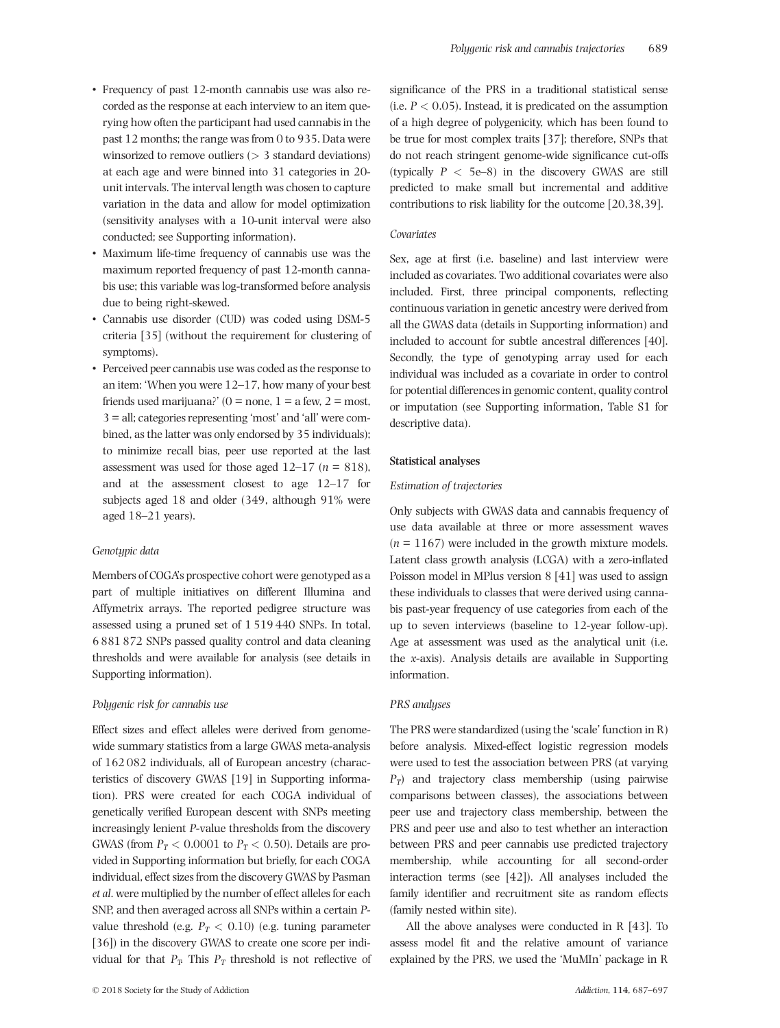- Frequency of past 12-month cannabis use was also recorded as the response at each interview to an item querying how often the participant had used cannabis in the past 12 months; the range was from 0 to 935. Data were winsorized to remove outliers (> 3 standard deviations) at each age and were binned into 31 categories in 20-unit intervals. The interval length was chosen to capture variation in the data and allow for model optimization (sensitivity analyses with a 10-unit interval were also conducted; see Supporting information).
- Maximum life-time frequency of cannabis use was the maximum reported frequency of past 12-month cannabis use; this variable was log-transformed before analysis due to being right-skewed.
- Cannabis use disorder (CUD) was coded using DSM-5 criteria [35] (without the requirement for clustering of symptoms).
- Perceived peer cannabis use was coded as the response to an item: 'When you were 12–17, how many of your best friends used marijuana?' (0 = none, 1 = a few, 2 = most, 3 = all; categories representing 'most' and 'all' were combined, as the latter was only endorsed by 35 individuals); to minimize recall bias, peer use reported at the last assessment was used for those aged 12–17 ($n$ = 818), and at the assessment closest to age 12–17 for subjects aged 18 and older (349, although 91% were aged 18–21 years).

*Genotypic data*

Members of COGA's prospective cohort were genotyped as a part of multiple initiatives on different Illumina and Affymetrix arrays. The reported pedigree structure was assessed using a pruned set of 1 519 440 SNPs. In total, 6 881 872 SNPs passed quality control and data cleaning thresholds and were available for analysis (see details in Supporting information).

*Polygenic risk for cannabis use*

Effect sizes and effect alleles were derived from genome-wide summary statistics from a large GWAS meta-analysis of 162 082 individuals, all of European ancestry (characteristics of discovery GWAS [19] in Supporting information). PRS were created for each COGA individual of genetically verified European descent with SNPs meeting increasingly lenient $P$-value thresholds from the discovery GWAS (from $P_T < 0.0001$ to $P_T < 0.50$). Details are provided in Supporting information but briefly, for each COGA individual, effect sizes from the discovery GWAS by Pasman *et al*. were multiplied by the number of effect alleles for each SNP, and then averaged across all SNPs within a certain $P$-value threshold (e.g. $P_T < 0.10$) (e.g. tuning parameter [36]) in the discovery GWAS to create one score per individual for that $P_T$. This $P_T$ threshold is not reflective of significance of the PRS in a traditional statistical sense (i.e. $P < 0.05$). Instead, it is predicated on the assumption of a high degree of polygenicity, which has been found to be true for most complex traits [37]; therefore, SNPs that do not reach stringent genome-wide significance cut-offs (typically $P <$ 5e–8) in the discovery GWAS are still predicted to make small but incremental and additive contributions to risk liability for the outcome [20,38,39].

*Covariates*

Sex, age at first (i.e. baseline) and last interview were included as covariates. Two additional covariates were also included. First, three principal components, reflecting continuous variation in genetic ancestry were derived from all the GWAS data (details in Supporting information) and included to account for subtle ancestral differences [40]. Secondly, the type of genotyping array used for each individual was included as a covariate in order to control for potential differences in genomic content, quality control or imputation (see Supporting information, Table S1 for descriptive data).

**Statistical analyses**

*Estimation of trajectories*

Only subjects with GWAS data and cannabis frequency of use data available at three or more assessment waves ($n$ = 1167) were included in the growth mixture models. Latent class growth analysis (LCGA) with a zero-inflated Poisson model in MPlus version 8 [41] was used to assign these individuals to classes that were derived using cannabis past-year frequency of use categories from each of the up to seven interviews (baseline to 12-year follow-up). Age at assessment was used as the analytical unit (i.e. the $x$-axis). Analysis details are available in Supporting information.

*PRS analyses*

The PRS were standardized (using the 'scale' function in R) before analysis. Mixed-effect logistic regression models were used to test the association between PRS (at varying $P_T$) and trajectory class membership (using pairwise comparisons between classes), the associations between peer use and trajectory class membership, between the PRS and peer use and also to test whether an interaction between PRS and peer cannabis use predicted trajectory membership, while accounting for all second-order interaction terms (see [42]). All analyses included the family identifier and recruitment site as random effects (family nested within site).

All the above analyses were conducted in R [43]. To assess model fit and the relative amount of variance explained by the PRS, we used the 'MuMIn' package in R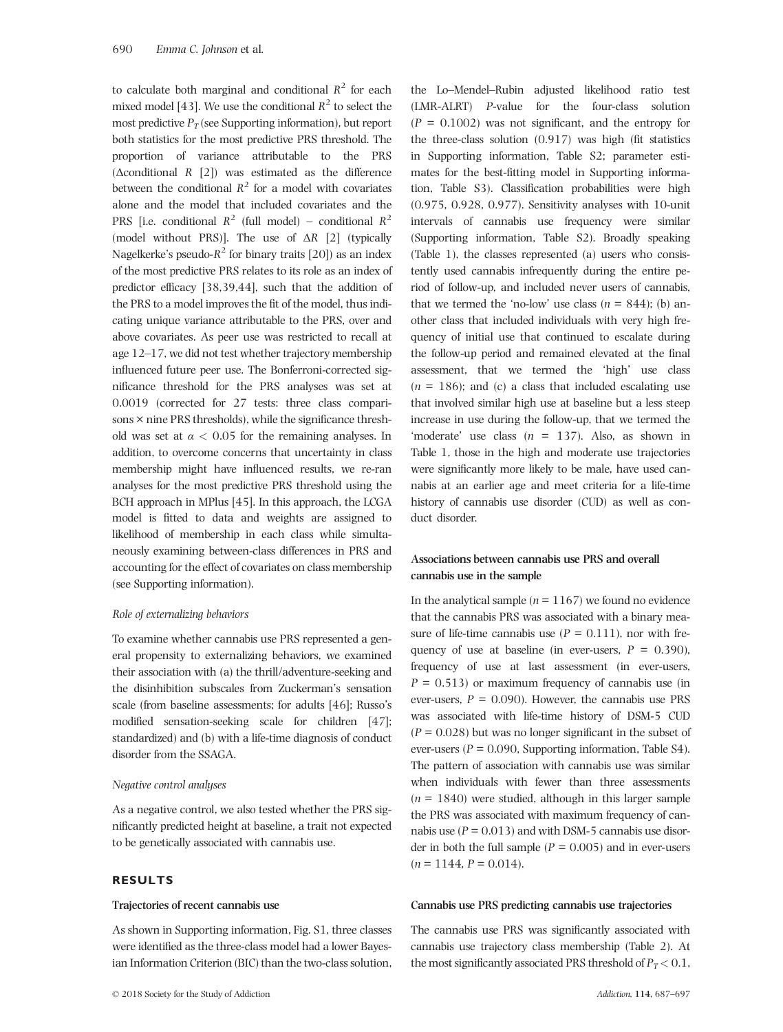to calculate both marginal and conditional $R^2$ for each mixed model [43]. We use the conditional $R^2$ to select the most predictive $P_T$ (see Supporting information), but report both statistics for the most predictive PRS threshold. The proportion of variance attributable to the PRS (Δconditional $R$ [2]) was estimated as the difference between the conditional $R^2$ for a model with covariates alone and the model that included covariates and the PRS [i.e. conditional $R^2$ (full model) – conditional $R^2$ (model without PRS)]. The use of Δ$R$ [2] (typically Nagelkerke's pseudo-$R^2$ for binary traits [20]) as an index of the most predictive PRS relates to its role as an index of predictor efficacy [38,39,44], such that the addition of the PRS to a model improves the fit of the model, thus indicating unique variance attributable to the PRS, over and above covariates. As peer use was restricted to recall at age 12–17, we did not test whether trajectory membership influenced future peer use. The Bonferroni-corrected significance threshold for the PRS analyses was set at 0.0019 (corrected for 27 tests: three class comparisons × nine PRS thresholds), while the significance threshold was set at $\alpha < 0.05$ for the remaining analyses. In addition, to overcome concerns that uncertainty in class membership might have influenced results, we re-ran analyses for the most predictive PRS threshold using the BCH approach in MPlus [45]. In this approach, the LCGA model is fitted to data and weights are assigned to likelihood of membership in each class while simultaneously examining between-class differences in PRS and accounting for the effect of covariates on class membership (see Supporting information).

#### *Role of externalizing behaviors*

To examine whether cannabis use PRS represented a general propensity to externalizing behaviors, we examined their association with (a) the thrill/adventure-seeking and the disinhibition subscales from Zuckerman's sensation scale (from baseline assessments; for adults [46]; Russo's modified sensation-seeking scale for children [47]; standardized) and (b) with a life-time diagnosis of conduct disorder from the SSAGA.

#### *Negative control analyses*

As a negative control, we also tested whether the PRS significantly predicted height at baseline, a trait not expected to be genetically associated with cannabis use.

## RESULTS

### Trajectories of recent cannabis use

As shown in Supporting information, Fig. S1, three classes were identified as the three-class model had a lower Bayesian Information Criterion (BIC) than the two-class solution, the Lo–Mendel–Rubin adjusted likelihood ratio test (LMR-ALRT) $P$-value for the four-class solution ($P = 0.1002$) was not significant, and the entropy for the three-class solution (0.917) was high (fit statistics in Supporting information, Table S2; parameter estimates for the best-fitting model in Supporting information, Table S3). Classification probabilities were high (0.975, 0.928, 0.977). Sensitivity analyses with 10-unit intervals of cannabis use frequency were similar (Supporting information, Table S2). Broadly speaking (Table 1), the classes represented (a) users who consistently used cannabis infrequently during the entire period of follow-up, and included never users of cannabis, that we termed the 'no-low' use class ($n = 844$); (b) another class that included individuals with very high frequency of initial use that continued to escalate during the follow-up period and remained elevated at the final assessment, that we termed the 'high' use class ($n = 186$); and (c) a class that included escalating use that involved similar high use at baseline but a less steep increase in use during the follow-up, that we termed the 'moderate' use class ($n = 137$). Also, as shown in Table 1, those in the high and moderate use trajectories were significantly more likely to be male, have used cannabis at an earlier age and meet criteria for a life-time history of cannabis use disorder (CUD) as well as conduct disorder.

### Associations between cannabis use PRS and overall cannabis use in the sample

In the analytical sample ($n = 1167$) we found no evidence that the cannabis PRS was associated with a binary measure of life-time cannabis use ($P = 0.111$), nor with frequency of use at baseline (in ever-users, $P = 0.390$), frequency of use at last assessment (in ever-users, $P = 0.513$) or maximum frequency of cannabis use (in ever-users, $P = 0.090$). However, the cannabis use PRS was associated with life-time history of DSM-5 CUD ($P = 0.028$) but was no longer significant in the subset of ever-users ($P = 0.090$, Supporting information, Table S4). The pattern of association with cannabis use was similar when individuals with fewer than three assessments ($n = 1840$) were studied, although in this larger sample the PRS was associated with maximum frequency of cannabis use ($P = 0.013$) and with DSM-5 cannabis use disorder in both the full sample ($P = 0.005$) and in ever-users ($n = 1144$, $P = 0.014$).

### Cannabis use PRS predicting cannabis use trajectories

The cannabis use PRS was significantly associated with cannabis use trajectory class membership (Table 2). At the most significantly associated PRS threshold of $P_T < 0.1$,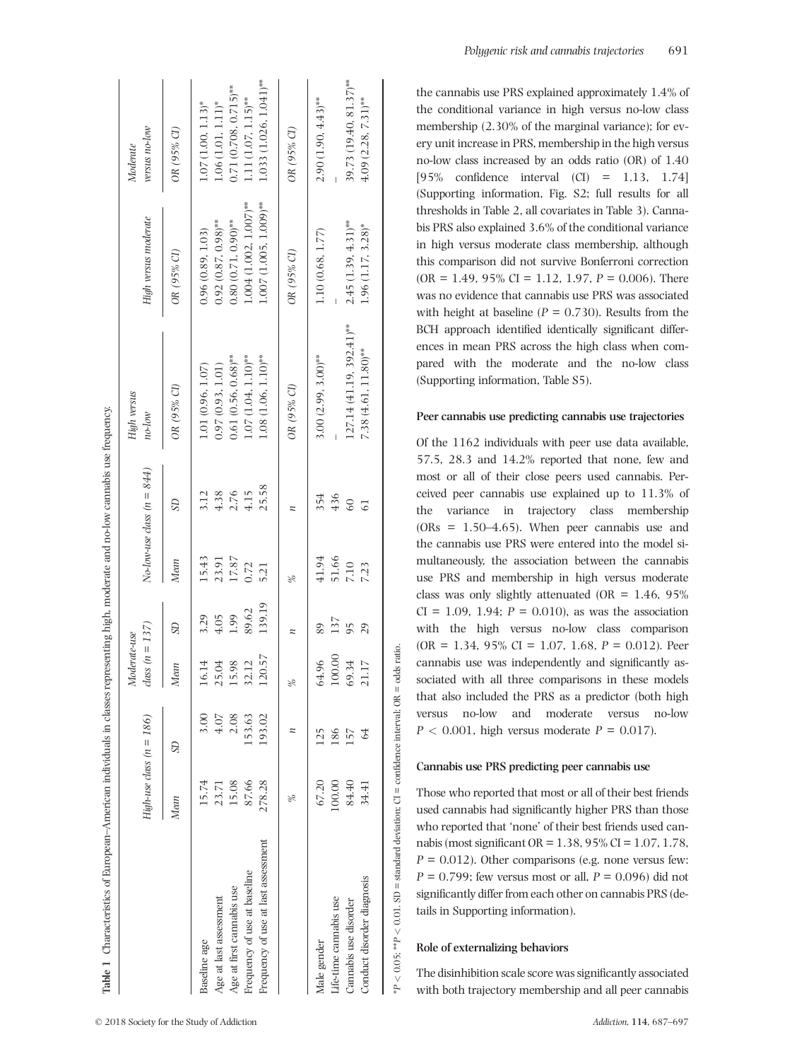**Table 1** Characteristics of European–American individuals in classes representing high, moderate and no-low cannabis use frequency.

| | High-use class (n = 186) | | Moderate-use class (n = 137) | | No-low-use class (n = 844) | | High versus no-low | High versus moderate | Moderate versus no-low |
|---|---|---|---|---|---|---|---|---|---|
| | Mean | SD | Mean | SD | Mean | SD | OR (95% CI) | OR (95% CI) | OR (95% CI) |
| Baseline age | 15.74 | 3.00 | 16.14 | 3.29 | 15.43 | 3.12 | 1.01 (0.96, 1.07) | 0.96 (0.89, 1.03) | 1.07 (1.00, 1.13)* |
| Age at last assessment | 23.71 | 4.07 | 25.04 | 4.05 | 23.91 | 4.38 | 0.97 (0.93, 1.01) | 0.92 (0.87, 0.98)** | 1.06 (1.01, 1.11)* |
| Age at first cannabis use | 15.08 | 2.08 | 15.98 | 1.99 | 17.87 | 2.76 | 0.61 (0.56, 0.68)** | 0.80 (0.71, 0.90)** | 0.71 (0.708, 0.715)** |
| Frequency of use at baseline | 87.66 | 153.63 | 32.12 | 89.62 | 0.72 | 4.15 | 1.07 (1.04, 1.10)** | 1.004 (1.002, 1.007)** | 1.11 (1.07, 1.15)** |
| Frequency of use at last assessment | 278.28 | 193.02 | 120.57 | 139.19 | 5.21 | 25.58 | 1.08 (1.06, 1.10)** | 1.007 (1.005, 1.009)** | 1.033 (1.026, 1.041)** |
| | % | n | % | n | % | n | OR (95% CI) | OR (95% CI) | OR (95% CI) |
| Male gender | 67.20 | 125 | 64.96 | 89 | 41.94 | 354 | 3.00 (2.99, 3.00)** | 1.10 (0.68, 1.77) | 2.90 (1.90, 4.43)** |
| Life-time cannabis use | 100.00 | 186 | 100.00 | 137 | 51.66 | 436 | – | – | – |
| Cannabis use disorder | 84.40 | 157 | 69.34 | 95 | 7.10 | 60 | 127.14 (41.19, 392.41)** | 2.45 (1.39, 4.31)** | 39.73 (19.40, 81.37)** |
| Conduct disorder diagnosis | 34.41 | 64 | 21.17 | 29 | 7.23 | 61 | 7.38 (4.61, 11.80)** | 1.96 (1.17, 3.28)* | 4.09 (2.28, 7.31)** |

*$P < 0.05$; **$P < 0.01$. SD = standard deviation; CI = confidence interval; OR = odds ratio.

the cannabis use PRS explained approximately 1.4% of the conditional variance in high versus no-low class membership (2.30% of the marginal variance); for every unit increase in PRS, membership in the high versus no-low class increased by an odds ratio (OR) of 1.40 [95% confidence interval (CI) = 1.13, 1.74] (Supporting information, Fig. S2; full results for all thresholds in Table 2, all covariates in Table 3). Cannabis PRS also explained 3.6% of the conditional variance in high versus moderate class membership, although this comparison did not survive Bonferroni correction (OR = 1.49, 95% CI = 1.12, 1.97, $P = 0.006$). There was no evidence that cannabis use PRS was associated with height at baseline ($P = 0.730$). Results from the BCH approach identified identically significant differences in mean PRS across the high class when compared with the moderate and the no-low class (Supporting information, Table S5).

### Peer cannabis use predicting cannabis use trajectories

Of the 1162 individuals with peer use data available, 57.5, 28.3 and 14.2% reported that none, few and most or all of their close peers used cannabis. Perceived peer cannabis use explained up to 11.3% of the variance in trajectory class membership (ORs = 1.50–4.65). When peer cannabis use and the cannabis use PRS were entered into the model simultaneously, the association between the cannabis use PRS and membership in high versus moderate class was only slightly attenuated (OR = 1.46, 95% CI = 1.09, 1.94; $P = 0.010$), as was the association with the high versus no-low class comparison (OR = 1.34, 95% CI = 1.07, 1.68, $P = 0.012$). Peer cannabis use was independently and significantly associated with all three comparisons in these models that also included the PRS as a predictor (both high versus no-low and moderate versus no-low $P < 0.001$, high versus moderate $P = 0.017$).

### Cannabis use PRS predicting peer cannabis use

Those who reported that most or all of their best friends used cannabis had significantly higher PRS than those who reported that 'none' of their best friends used cannabis (most significant OR = 1.38, 95% CI = 1.07, 1.78, $P = 0.012$). Other comparisons (e.g. none versus few: $P = 0.799$; few versus most or all, $P = 0.096$) did not significantly differ from each other on cannabis PRS (details in Supporting information).

### Role of externalizing behaviors

The disinhibition scale score was significantly associated with both trajectory membership and all peer cannabis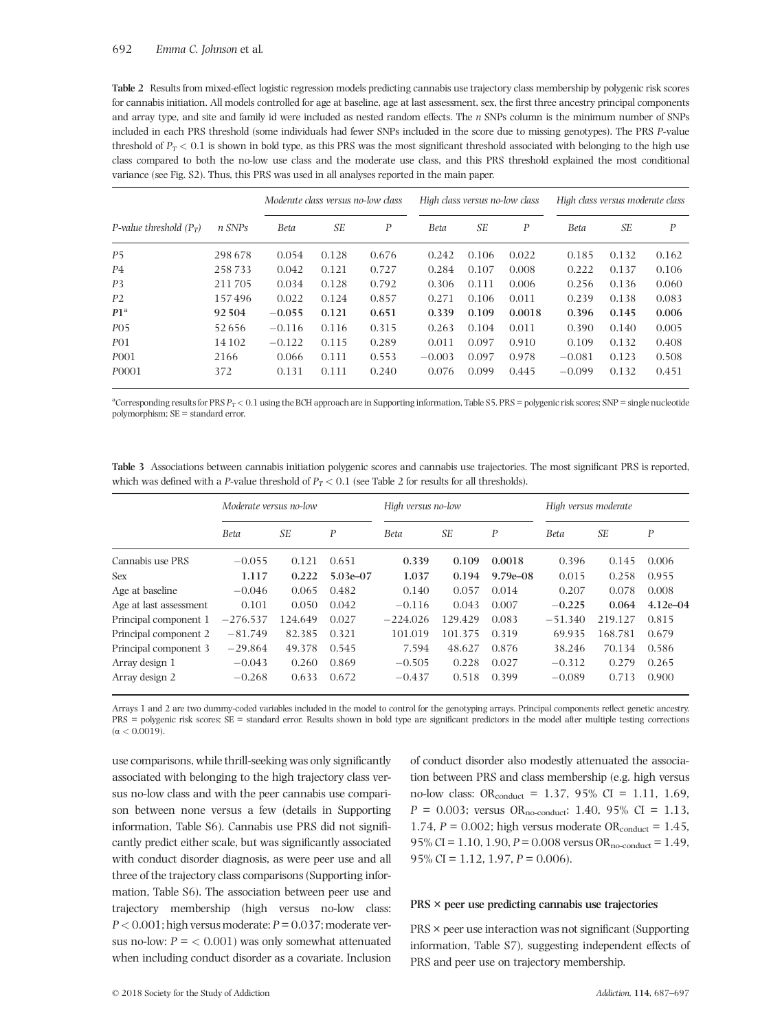**Table 2** Results from mixed-effect logistic regression models predicting cannabis use trajectory class membership by polygenic risk scores for cannabis initiation. All models controlled for age at baseline, age at last assessment, sex, the first three ancestry principal components and array type, and site and family id were included as nested random effects. The *n* SNPs column is the minimum number of SNPs included in each PRS threshold (some individuals had fewer SNPs included in the score due to missing genotypes). The PRS *P*-value threshold of $P_T < 0.1$ is shown in bold type, as this PRS was the most significant threshold associated with belonging to the high use class compared to both the no-low use class and the moderate use class, and this PRS threshold explained the most conditional variance (see Fig. S2). Thus, this PRS was used in all analyses reported in the main paper.

| *P-value threshold* ($P_T$) | *n SNPs* | *Moderate class versus no-low class* | | | *High class versus no-low class* | | | *High class versus moderate class* | | |
|---|---|---|---|---|---|---|---|---|---|---|
| | | *Beta* | *SE* | *P* | *Beta* | *SE* | *P* | *Beta* | *SE* | *P* |
| *P5* | 298 678 | 0.054 | 0.128 | 0.676 | 0.242 | 0.106 | 0.022 | 0.185 | 0.132 | 0.162 |
| *P4* | 258 733 | 0.042 | 0.121 | 0.727 | 0.284 | 0.107 | 0.008 | 0.222 | 0.137 | 0.106 |
| *P3* | 211 705 | 0.034 | 0.128 | 0.792 | 0.306 | 0.111 | 0.006 | 0.256 | 0.136 | 0.060 |
| *P2* | 157 496 | 0.022 | 0.124 | 0.857 | 0.271 | 0.106 | 0.011 | 0.239 | 0.138 | 0.083 |
| ***P1***[a] | **92 504** | **−0.055** | **0.121** | **0.651** | **0.339** | **0.109** | **0.0018** | **0.396** | **0.145** | **0.006** |
| *P05* | 52 656 | −0.116 | 0.116 | 0.315 | 0.263 | 0.104 | 0.011 | 0.390 | 0.140 | 0.005 |
| *P01* | 14 102 | −0.122 | 0.115 | 0.289 | 0.011 | 0.097 | 0.910 | 0.109 | 0.132 | 0.408 |
| *P001* | 2166 | 0.066 | 0.111 | 0.553 | −0.003 | 0.097 | 0.978 | −0.081 | 0.123 | 0.508 |
| *P0001* | 372 | 0.131 | 0.111 | 0.240 | 0.076 | 0.099 | 0.445 | −0.099 | 0.132 | 0.451 |

[a]Corresponding results for PRS $P_T < 0.1$ using the BCH approach are in Supporting information, Table S5. PRS = polygenic risk scores; SNP = single nucleotide polymorphism; SE = standard error.

**Table 3** Associations between cannabis initiation polygenic scores and cannabis use trajectories. The most significant PRS is reported, which was defined with a *P*-value threshold of $P_T < 0.1$ (see Table 2 for results for all thresholds).

| | *Moderate versus no-low* | | | *High versus no-low* | | | *High versus moderate* | | |
|---|---|---|---|---|---|---|---|---|---|
| | *Beta* | *SE* | *P* | *Beta* | *SE* | *P* | *Beta* | *SE* | *P* |
| Cannabis use PRS | −0.055 | 0.121 | 0.651 | **0.339** | **0.109** | **0.0018** | 0.396 | 0.145 | 0.006 |
| Sex | **1.117** | **0.222** | **5.03e–07** | **1.037** | **0.194** | **9.79e–08** | 0.015 | 0.258 | 0.955 |
| Age at baseline | −0.046 | 0.065 | 0.482 | 0.140 | 0.057 | 0.014 | 0.207 | 0.078 | 0.008 |
| Age at last assessment | 0.101 | 0.050 | 0.042 | −0.116 | 0.043 | 0.007 | **−0.225** | **0.064** | **4.12e–04** |
| Principal component 1 | −276.537 | 124.649 | 0.027 | −224.026 | 129.429 | 0.083 | −51.340 | 219.127 | 0.815 |
| Principal component 2 | −81.749 | 82.385 | 0.321 | 101.019 | 101.375 | 0.319 | 69.935 | 168.781 | 0.679 |
| Principal component 3 | −29.864 | 49.378 | 0.545 | 7.594 | 48.627 | 0.876 | 38.246 | 70.134 | 0.586 |
| Array design 1 | −0.043 | 0.260 | 0.869 | −0.505 | 0.228 | 0.027 | −0.312 | 0.279 | 0.265 |
| Array design 2 | −0.268 | 0.633 | 0.672 | −0.437 | 0.518 | 0.399 | −0.089 | 0.713 | 0.900 |

Arrays 1 and 2 are two dummy-coded variables included in the model to control for the genotyping arrays. Principal components reflect genetic ancestry. PRS = polygenic risk scores; SE = standard error. Results shown in bold type are significant predictors in the model after multiple testing corrections ($\alpha < 0.0019$).

use comparisons, while thrill-seeking was only significantly associated with belonging to the high trajectory class versus no-low class and with the peer cannabis use comparison between none versus a few (details in Supporting information, Table S6). Cannabis use PRS did not significantly predict either scale, but was significantly associated with conduct disorder diagnosis, as were peer use and all three of the trajectory class comparisons (Supporting information, Table S6). The association between peer use and trajectory membership (high versus no-low class: $P < 0.001$; high versus moderate: $P = 0.037$; moderate versus no-low: $P = < 0.001$) was only somewhat attenuated when including conduct disorder as a covariate. Inclusion of conduct disorder also modestly attenuated the association between PRS and class membership (e.g. high versus no-low class: $OR_{conduct} = 1.37$, 95% CI = 1.11, 1.69, $P = 0.003$; versus $OR_{no\text{-}conduct}$: 1.40, 95% CI = 1.13, 1.74, $P = 0.002$; high versus moderate $OR_{conduct} = 1.45$, 95% CI = 1.10, 1.90, $P = 0.008$ versus $OR_{no\text{-}conduct} = 1.49$, 95% CI = 1.12, 1.97, $P = 0.006$).

### PRS × peer use predicting cannabis use trajectories

PRS × peer use interaction was not significant (Supporting information, Table S7), suggesting independent effects of PRS and peer use on trajectory membership.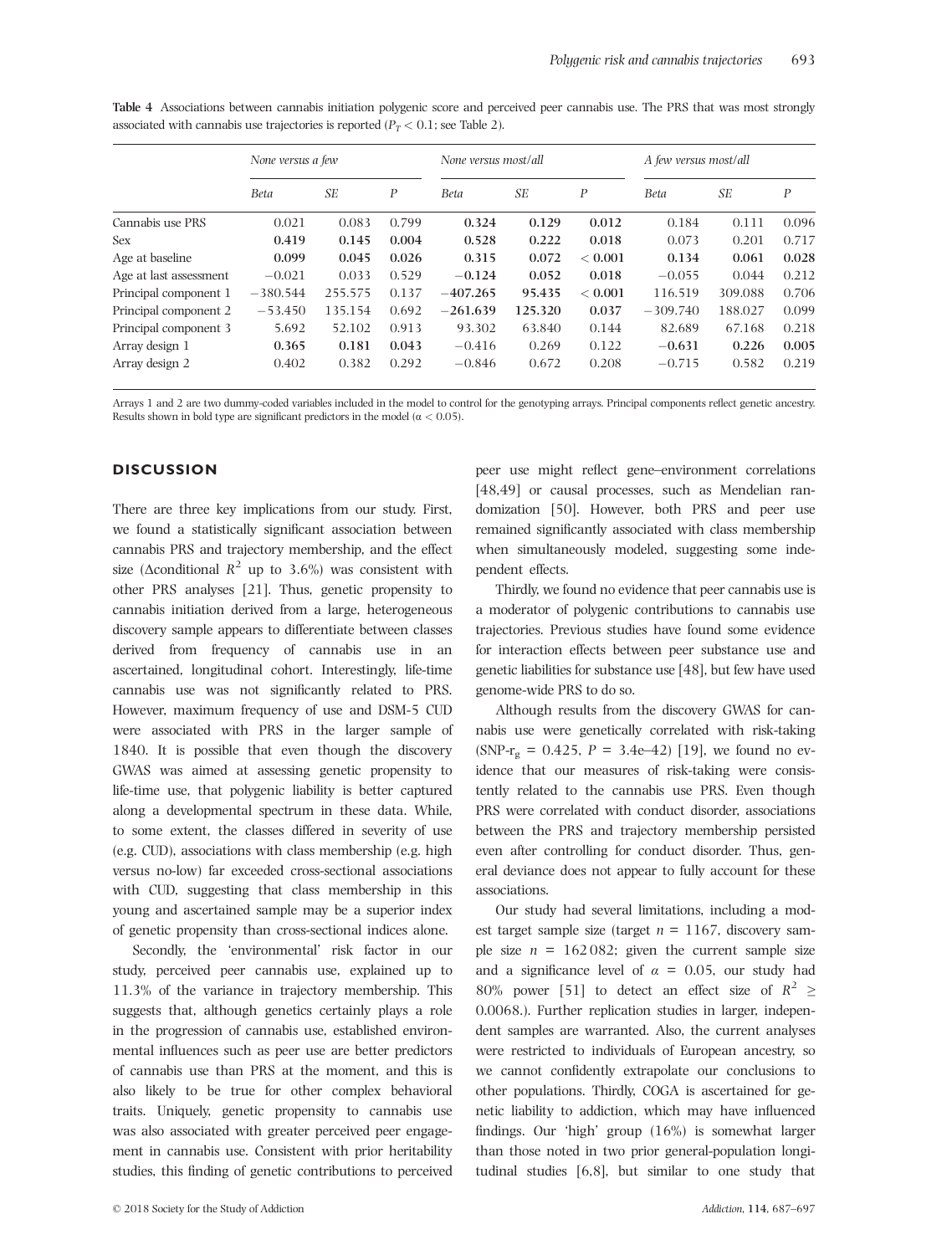**Table 4** Associations between cannabis initiation polygenic score and perceived peer cannabis use. The PRS that was most strongly associated with cannabis use trajectories is reported ($P_T < 0.1$; see Table 2).

| | *None versus a few* | | | *None versus most/all* | | | *A few versus most/all* | | |
|---|---|---|---|---|---|---|---|---|---|
| | *Beta* | *SE* | *P* | *Beta* | *SE* | *P* | *Beta* | *SE* | *P* |
| Cannabis use PRS | 0.021 | 0.083 | 0.799 | **0.324** | **0.129** | **0.012** | 0.184 | 0.111 | 0.096 |
| Sex | **0.419** | **0.145** | **0.004** | **0.528** | **0.222** | **0.018** | 0.073 | 0.201 | 0.717 |
| Age at baseline | **0.099** | **0.045** | **0.026** | **0.315** | **0.072** | **< 0.001** | **0.134** | **0.061** | **0.028** |
| Age at last assessment | −0.021 | 0.033 | 0.529 | **−0.124** | **0.052** | **0.018** | −0.055 | 0.044 | 0.212 |
| Principal component 1 | −380.544 | 255.575 | 0.137 | **−407.265** | **95.435** | **< 0.001** | 116.519 | 309.088 | 0.706 |
| Principal component 2 | −53.450 | 135.154 | 0.692 | **−261.639** | **125.320** | **0.037** | −309.740 | 188.027 | 0.099 |
| Principal component 3 | 5.692 | 52.102 | 0.913 | 93.302 | 63.840 | 0.144 | 82.689 | 67.168 | 0.218 |
| Array design 1 | **0.365** | **0.181** | **0.043** | −0.416 | 0.269 | 0.122 | **−0.631** | **0.226** | **0.005** |
| Array design 2 | 0.402 | 0.382 | 0.292 | −0.846 | 0.672 | 0.208 | −0.715 | 0.582 | 0.219 |

Arrays 1 and 2 are two dummy-coded variables included in the model to control for the genotyping arrays. Principal components reflect genetic ancestry. Results shown in bold type are significant predictors in the model ($\alpha < 0.05$).

## DISCUSSION

There are three key implications from our study. First, we found a statistically significant association between cannabis PRS and trajectory membership, and the effect size ($\Delta$conditional $R^2$ up to 3.6%) was consistent with other PRS analyses [21]. Thus, genetic propensity to cannabis initiation derived from a large, heterogeneous discovery sample appears to differentiate between classes derived from frequency of cannabis use in an ascertained, longitudinal cohort. Interestingly, life-time cannabis use was not significantly related to PRS. However, maximum frequency of use and DSM-5 CUD were associated with PRS in the larger sample of 1840. It is possible that even though the discovery GWAS was aimed at assessing genetic propensity to life-time use, that polygenic liability is better captured along a developmental spectrum in these data. While, to some extent, the classes differed in severity of use (e.g. CUD), associations with class membership (e.g. high versus no-low) far exceeded cross-sectional associations with CUD, suggesting that class membership in this young and ascertained sample may be a superior index of genetic propensity than cross-sectional indices alone.

Secondly, the 'environmental' risk factor in our study, perceived peer cannabis use, explained up to 11.3% of the variance in trajectory membership. This suggests that, although genetics certainly plays a role in the progression of cannabis use, established environmental influences such as peer use are better predictors of cannabis use than PRS at the moment, and this is also likely to be true for other complex behavioral traits. Uniquely, genetic propensity to cannabis use was also associated with greater perceived peer engagement in cannabis use. Consistent with prior heritability studies, this finding of genetic contributions to perceived peer use might reflect gene–environment correlations [48,49] or causal processes, such as Mendelian randomization [50]. However, both PRS and peer use remained significantly associated with class membership when simultaneously modeled, suggesting some independent effects.

Thirdly, we found no evidence that peer cannabis use is a moderator of polygenic contributions to cannabis use trajectories. Previous studies have found some evidence for interaction effects between peer substance use and genetic liabilities for substance use [48], but few have used genome-wide PRS to do so.

Although results from the discovery GWAS for cannabis use were genetically correlated with risk-taking (SNP-$r_g$ = 0.425, $P$ = 3.4e–42) [19], we found no evidence that our measures of risk-taking were consistently related to the cannabis use PRS. Even though PRS were correlated with conduct disorder, associations between the PRS and trajectory membership persisted even after controlling for conduct disorder. Thus, general deviance does not appear to fully account for these associations.

Our study had several limitations, including a modest target sample size (target $n$ = 1167, discovery sample size $n$ = 162 082; given the current sample size and a significance level of $\alpha$ = 0.05, our study had 80% power [51] to detect an effect size of $R^2 \geq 0.0068$.). Further replication studies in larger, independent samples are warranted. Also, the current analyses were restricted to individuals of European ancestry, so we cannot confidently extrapolate our conclusions to other populations. Thirdly, COGA is ascertained for genetic liability to addiction, which may have influenced findings. Our 'high' group (16%) is somewhat larger than those noted in two prior general-population longitudinal studies [6,8], but similar to one study that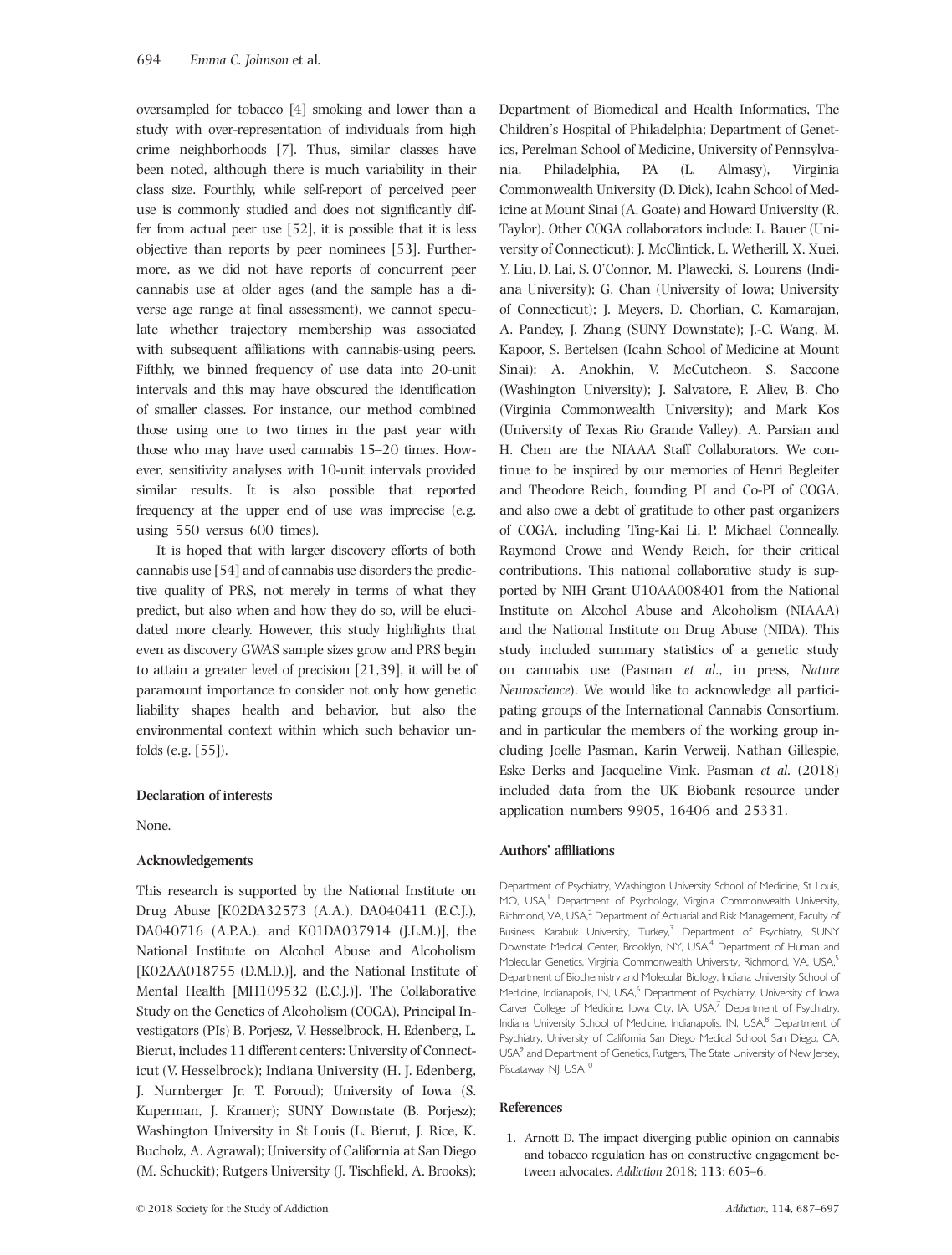oversampled for tobacco [4] smoking and lower than a study with over-representation of individuals from high crime neighborhoods [7]. Thus, similar classes have been noted, although there is much variability in their class size. Fourthly, while self-report of perceived peer use is commonly studied and does not significantly differ from actual peer use [52], it is possible that it is less objective than reports by peer nominees [53]. Furthermore, as we did not have reports of concurrent peer cannabis use at older ages (and the sample has a diverse age range at final assessment), we cannot speculate whether trajectory membership was associated with subsequent affiliations with cannabis-using peers. Fifthly, we binned frequency of use data into 20-unit intervals and this may have obscured the identification of smaller classes. For instance, our method combined those using one to two times in the past year with those who may have used cannabis 15–20 times. However, sensitivity analyses with 10-unit intervals provided similar results. It is also possible that reported frequency at the upper end of use was imprecise (e.g. using 550 versus 600 times).

It is hoped that with larger discovery efforts of both cannabis use [54] and of cannabis use disorders the predictive quality of PRS, not merely in terms of what they predict, but also when and how they do so, will be elucidated more clearly. However, this study highlights that even as discovery GWAS sample sizes grow and PRS begin to attain a greater level of precision [21,39], it will be of paramount importance to consider not only how genetic liability shapes health and behavior, but also the environmental context within which such behavior unfolds (e.g. [55]).

### Declaration of interests

None.

### Acknowledgements

This research is supported by the National Institute on Drug Abuse [K02DA32573 (A.A.), DA040411 (E.C.J.), DA040716 (A.P.A.), and K01DA037914 (J.L.M.)], the National Institute on Alcohol Abuse and Alcoholism [K02AA018755 (D.M.D.)], and the National Institute of Mental Health [MH109532 (E.C.J.)]. The Collaborative Study on the Genetics of Alcoholism (COGA), Principal Investigators (PIs) B. Porjesz, V. Hesselbrock, H. Edenberg, L. Bierut, includes 11 different centers: University of Connecticut (V. Hesselbrock); Indiana University (H. J. Edenberg, J. Nurnberger Jr, T. Foroud); University of Iowa (S. Kuperman, J. Kramer); SUNY Downstate (B. Porjesz); Washington University in St Louis (L. Bierut, J. Rice, K. Bucholz, A. Agrawal); University of California at San Diego (M. Schuckit); Rutgers University (J. Tischfield, A. Brooks); Department of Biomedical and Health Informatics, The Children's Hospital of Philadelphia; Department of Genetics, Perelman School of Medicine, University of Pennsylvania, Philadelphia, PA (L. Almasy), Virginia Commonwealth University (D. Dick), Icahn School of Medicine at Mount Sinai (A. Goate) and Howard University (R. Taylor). Other COGA collaborators include: L. Bauer (University of Connecticut); J. McClintick, L. Wetherill, X. Xuei, Y. Liu, D. Lai, S. O'Connor, M. Plawecki, S. Lourens (Indiana University); G. Chan (University of Iowa; University of Connecticut); J. Meyers, D. Chorlian, C. Kamarajan, A. Pandey, J. Zhang (SUNY Downstate); J.-C. Wang, M. Kapoor, S. Bertelsen (Icahn School of Medicine at Mount Sinai); A. Anokhin, V. McCutcheon, S. Saccone (Washington University); J. Salvatore, F. Aliev, B. Cho (Virginia Commonwealth University); and Mark Kos (University of Texas Rio Grande Valley). A. Parsian and H. Chen are the NIAAA Staff Collaborators. We continue to be inspired by our memories of Henri Begleiter and Theodore Reich, founding PI and Co-PI of COGA, and also owe a debt of gratitude to other past organizers of COGA, including Ting-Kai Li, P. Michael Conneally, Raymond Crowe and Wendy Reich, for their critical contributions. This national collaborative study is supported by NIH Grant U10AA008401 from the National Institute on Alcohol Abuse and Alcoholism (NIAAA) and the National Institute on Drug Abuse (NIDA). This study included summary statistics of a genetic study on cannabis use (Pasman *et al.*, in press, *Nature Neuroscience*). We would like to acknowledge all participating groups of the International Cannabis Consortium, and in particular the members of the working group including Joelle Pasman, Karin Verweij, Nathan Gillespie, Eske Derks and Jacqueline Vink. Pasman *et al.* (2018) included data from the UK Biobank resource under application numbers 9905, 16406 and 25331.

### Authors' affiliations

Department of Psychiatry, Washington University School of Medicine, St Louis, MO, USA,[1] Department of Psychology, Virginia Commonwealth University, Richmond, VA, USA,[2] Department of Actuarial and Risk Management, Faculty of Business, Karabuk University, Turkey,[3] Department of Psychiatry, SUNY Downstate Medical Center, Brooklyn, NY, USA,[4] Department of Human and Molecular Genetics, Virginia Commonwealth University, Richmond, VA, USA,[5] Department of Biochemistry and Molecular Biology, Indiana University School of Medicine, Indianapolis, IN, USA,[6] Department of Psychiatry, University of Iowa Carver College of Medicine, Iowa City, IA, USA,[7] Department of Psychiatry, Indiana University School of Medicine, Indianapolis, IN, USA,[8] Department of Psychiatry, University of California San Diego Medical School, San Diego, CA, USA[9] and Department of Genetics, Rutgers, The State University of New Jersey, Piscataway, NJ, USA[10]

### References

1. Arnott D. The impact diverging public opinion on cannabis and tobacco regulation has on constructive engagement between advocates. *Addiction* 2018; **113**: 605–6.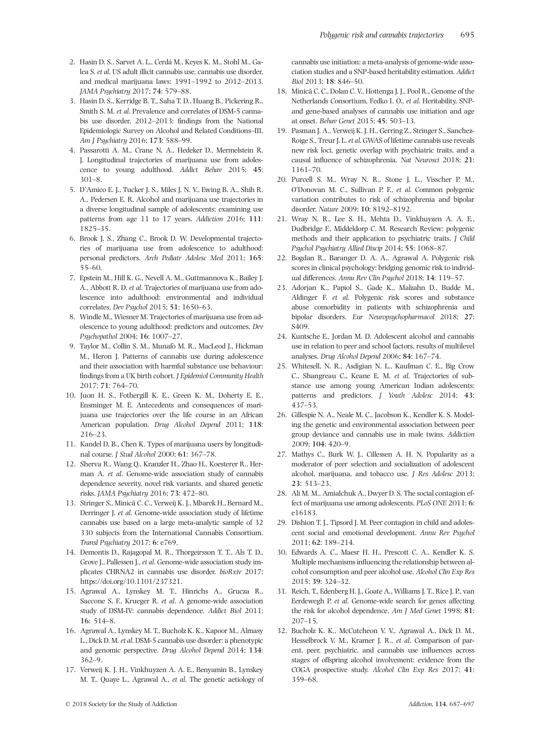2. Hasin D. S., Sarvet A. L., Cerdá M., Keyes K. M., Stohl M., Galea S. *et al.* US adult illicit cannabis use, cannabis use disorder, and medical marijuana laws: 1991–1992 to 2012–2013. *JAMA Psychiatry* 2017; **74**: 579–88.
3. Hasin D. S., Kerridge B. T., Saha T. D., Huang B., Pickering R., Smith S. M. *et al.* Prevalence and correlates of DSM-5 cannabis use disorder, 2012–2013: findings from the National Epidemiologic Survey on Alcohol and Related Conditions–III. *Am J Psychiatry* 2016; **173**: 588–99.
4. Passarotti A. M., Crane N. A., Hedeker D., Mermelstein R. J. Longitudinal trajectories of marijuana use from adolescence to young adulthood. *Addict Behav* 2015; **45**: 301–8.
5. D'Amico E. J., Tucker J. S., Miles J. N. V., Ewing B. A., Shih R. A., Pedersen E. R. Alcohol and marijuana use trajectories in a diverse longitudinal sample of adolescents: examining use patterns from age 11 to 17 years. *Addiction* 2016; **111**: 1825–35.
6. Brook J. S., Zhang C., Brook D. W. Developmental trajectories of marijuana use from adolescence to adulthood: personal predictors. *Arch Pediatr Adolesc Med* 2011; **165**: 55–60.
7. Epstein M., Hill K. G., Nevell A. M., Guttmannova K., Bailey J. A., Abbott R. D. *et al.* Trajectories of marijuana use from adolescence into adulthood: environmental and individual correlates. *Dev Psychol* 2015; **51**: 1650–63.
8. Windle M., Wiesner M. Trajectories of marijuana use from adolescence to young adulthood: predictors and outcomes. *Dev Psychopathol* 2004; **16**: 1007–27.
9. Taylor M., Collin S. M., Munafò M. R., MacLeod J., Hickman M., Heron J. Patterns of cannabis use during adolescence and their association with harmful substance use behaviour: findings from a UK birth cohort. *J Epidemiol Community Health* 2017; **71**: 764–70.
10. Juon H. S., Fothergill K. E., Green K. M., Doherty E. E., Ensminger M. E. Antecedents and consequences of marijuana use trajectories over the life course in an African American population. *Drug Alcohol Depend* 2011; **118**: 216–23.
11. Kandel D. B., Chen K. Types of marijuana users by longitudinal course. *J Stud Alcohol* 2000; **61**: 367–78.
12. Sherva R., Wang Q., Kranzler H., Zhao H., Koesterer R., Herman A. *et al.* Genome-wide association study of cannabis dependence severity, novel risk variants, and shared genetic risks. *JAMA Psychiatry* 2016; **73**: 472–80.
13. Stringer S., Minică C. C., Verweij K. J., Mbarek H., Bernard M., Derringer J. *et al.* Genome-wide association study of lifetime cannabis use based on a large meta-analytic sample of 32 330 subjects from the International Cannabis Consortium. *Transl Psychiatry* 2017; **6**: e769.
14. Demontis D., Rajagopal M. R., Thorgeirsson T. T., Als T. D., Grove J., Pallessen J., *et al.* Genome-wide association study implicates CHRNA2 in cannabis use disorder. *bioRxiv* 2017; https://doi.org/10.1101/237321.
15. Agrawal A., Lynskey M. T., Hinrichs A., Grucza R., Saccone S. F., Krueger R. *et al.* A genome-wide association study of DSM-IV: cannabis dependence. *Addict Biol* 2011; **16**: 514–8.
16. Agrawal A., Lynskey M. T., Bucholz K. K., Kapoor M., Almasy L., Dick D. M. *et al.* DSM-5 cannabis use disorder: a phenotypic and genomic perspective. *Drug Alcohol Depend* 2014; **134**: 362–9.
17. Verweij K. J. H., Vinkhuyzen A. A. E., Benyamin B., Lynskey M. T., Quaye L., Agrawal A., *et al.* The genetic aetiology of cannabis use initiation: a meta-analysis of genome-wide association studies and a SNP-based heritability estimation. *Addict Biol* 2013; **18**: 846–50.
18. Minică C. C., Dolan C. V., Hottenga J. J., Pool R., Genome of the Netherlands Consortium, Fedko I. O., *et al.* Heritability, SNP- and gene-based analyses of cannabis use initiation and age at onset. *Behav Genet* 2015; **45**: 503–13.
19. Pasman J. A., Verweij K. J. H., Gerring Z., Stringer S., Sanchez-Roige S., Treur J. L. *et al.* GWAS of lifetime cannabis use reveals new risk loci, genetic overlap with psychiatric traits, and a causal influence of schizophrenia. *Nat Neurosci* 2018; **21**: 1161–70.
20. Purcell S. M., Wray N. R., Stone J. L., Visscher P. M., O'Donovan M. C., Sullivan P. F., *et al.* Common polygenic variation contributes to risk of schizophrenia and bipolar disorder. *Nature* 2009; **10**: 8192–8192.
21. Wray N. R., Lee S. H., Mehta D., Vinkhuyzen A. A. E., Dudbridge F., Middeldorp C. M. Research Review: polygenic methods and their application to psychiatric traits. *J Child Psychol Psychiatry Allied Discip* 2014; **55**: 1068–87.
22. Bogdan R., Baranger D. A. A., Agrawal A. Polygenic risk scores in clinical psychology: bridging genomic risk to individual differences. *Annu Rev Clin Psychol* 2018; **14**: 119–57.
23. Adorjan K., Papiol S., Gade K., Malzahn D., Budde M., Aldinger F. *et al.* Polygenic risk scores and substance abuse comorbidity in patients with schizophrenia and bipolar disorders. *Eur Neuropsychopharmacol* 2018; **27**: S409.
24. Kuntsche E., Jordan M. D. Adolescent alcohol and cannabis use in relation to peer and school factors, results of multilevel analyses. *Drug Alcohol Depend* 2006; **84**: 167–74.
25. Whitesell, N. R., Asdigian N. L., Kaufman C. E., Big Crow C., Shangreau C., Keane E. M. *et al.* Trajectories of substance use among young American Indian adolescents: patterns and predictors. *J Youth Adolesc* 2014; **43**: 437–53.
26. Gillespie N. A., Neale M. C., Jacobson K., Kendler K. S. Modeling the genetic and environmental association between peer group deviance and cannabis use in male twins. *Addiction* 2009; **104**: 420–9.
27. Mathys C., Burk W. J., Cillessen A. H. N. Popularity as a moderator of peer selection and socialization of adolescent alcohol, marijuana, and tobacco use. *J Res Adolesc* 2013; **23**: 513–23.
28. Ali M. M., Amialchuk A., Dwyer D. S. The social contagion effect of marijuana use among adolescents. *PLoS ONE* 2011; **6**: e16183.
29. Dishion T. J., Tipsord J. M. Peer contagion in child and adolescent social and emotional development. *Annu Rev Psychol* 2011; **62**: 189–214.
30. Edwards A. C., Maes H. H., Prescott C. A., Kendler K. S. Multiple mechanisms influencing the relationship between alcohol consumption and peer alcohol use. *Alcohol Clin Exp Res* 2015; **39**: 324–32.
31. Reich, T., Edenberg H. J., Goate A., Williams J. T., Rice J. P., van Eerdewegh P. *et al.* Genome-wide search for genes affecting the risk for alcohol dependence. *Am J Med Genet* 1998; **81**: 207–15.
32. Bucholz K. K., McCutcheon V. V., Agrawal A., Dick D. M., Hesselbrock V. M., Kramer J. R., *et al.* Comparison of parent, peer, psychiatric, and cannabis use influences across stages of offspring alcohol involvement: evidence from the COGA prospective study. *Alcohol Clin Exp Res* 2017; **41**: 359–68.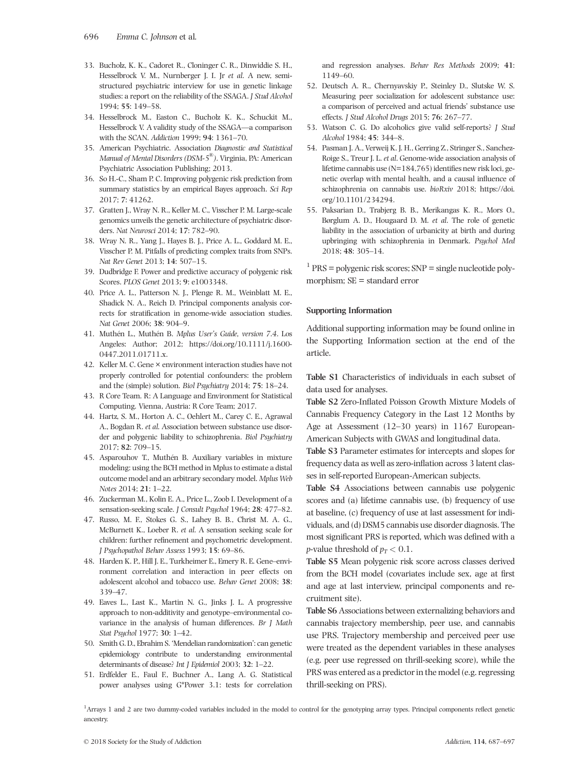33. Bucholz, K. K., Cadoret R., Cloninger C. R., Dinwiddie S. H., Hesselbrock V. M., Nurnberger J. I. Jr *et al.* A new, semi-structured psychiatric interview for use in genetic linkage studies: a report on the reliability of the SSAGA. *J Stud Alcohol* 1994; **55**: 149–58.
34. Hesselbrock M., Easton C., Bucholz K. K., Schuckit M., Hesselbrock V. A validity study of the SSAGA—a comparison with the SCAN. *Addiction* 1999; **94**: 1361–70.
35. American Psychiatric. Association *Diagnostic and Statistical Manual of Mental Disorders (DSM-5®)*. Virginia, PA: American Psychiatric Association Publishing; 2013.
36. So H.-C., Sham P. C. Improving polygenic risk prediction from summary statistics by an empirical Bayes approach. *Sci Rep* 2017; **7**: 41262.
37. Gratten J., Wray N. R., Keller M. C., Visscher P. M. Large-scale genomics unveils the genetic architecture of psychiatric disorders. *Nat Neurosci* 2014; **17**: 782–90.
38. Wray N. R., Yang J., Hayes B. J., Price A. L., Goddard M. E., Visscher P. M. Pitfalls of predicting complex traits from SNPs. *Nat Rev Genet* 2013; **14**: 507–15.
39. Dudbridge F. Power and predictive accuracy of polygenic risk Scores. *PLOS Genet* 2013; **9**: e1003348.
40. Price A. L., Patterson N. J., Plenge R. M., Weinblatt M. E., Shadick N. A., Reich D. Principal components analysis corrects for stratification in genome-wide association studies. *Nat Genet* 2006; **38**: 904–9.
41. Muthén L., Muthén B. *Mplus User's Guide, version 7.4*. Los Angeles: Author; 2012; https://doi.org/10.1111/j.1600-0447.2011.01711.x.
42. Keller M. C. Gene × environment interaction studies have not properly controlled for potential confounders: the problem and the (simple) solution. *Biol Psychiatry* 2014; **75**: 18–24.
43. R Core Team. R: A Language and Environment for Statistical Computing. Vienna, Austria: R Core Team; 2017.
44. Hartz, S. M., Horton A. C., Oehlert M., Carey C. E., Agrawal A., Bogdan R. *et al.* Association between substance use disorder and polygenic liability to schizophrenia. *Biol Psychiatry* 2017; **82**: 709–15.
45. Asparouhov T., Muthén B. Auxiliary variables in mixture modeling: using the BCH method in Mplus to estimate a distal outcome model and an arbitrary secondary model. *Mplus Web Notes* 2014; **21**: 1–22.
46. Zuckerman M., Kolin E. A., Price L., Zoob I. Development of a sensation-seeking scale. *J Consult Psychol* 1964; **28**: 477–82.
47. Russo, M. F., Stokes G. S., Lahey B. B., Christ M. A. G., McBurnett K., Loeber R. *et al.* A sensation seeking scale for children: further refinement and psychometric development. *J Psychopathol Behav Assess* 1993; **15**: 69–86.
48. Harden K. P., Hill J. E., Turkheimer E., Emery R. E. Gene–environment correlation and interaction in peer effects on adolescent alcohol and tobacco use. *Behav Genet* 2008; **38**: 339–47.
49. Eaves L., Last K., Martin N. G., Jinks J. L. A progressive approach to non-additivity and genotype–environmental covariance in the analysis of human differences. *Br J Math Stat Psychol* 1977; **30**: 1–42.
50. Smith G. D., Ebrahim S. 'Mendelian randomization': can genetic epidemiology contribute to understanding environmental determinants of disease? *Int J Epidemiol* 2003; **32**: 1–22.
51. Erdfelder E., Faul F., Buchner A., Lang A. G. Statistical power analyses using G*Power 3.1: tests for correlation and regression analyses. *Behav Res Methods* 2009; **41**: 1149–60.
52. Deutsch A. R., Chernyavskiy P., Steinley D., Slutske W. S. Measuring peer socialization for adolescent substance use: a comparison of perceived and actual friends' substance use effects. *J Stud Alcohol Drugs* 2015; **76**: 267–77.
53. Watson C. G. Do alcoholics give valid self-reports? *J Stud Alcohol* 1984; **45**: 344–8.
54. Pasman J. A., Verweij K. J. H., Gerring Z., Stringer S., Sanchez-Roige S., Treur J. L. *et al.* Genome-wide association analysis of lifetime cannabis use (N=184,765) identifies new risk loci, genetic overlap with mental health, and a causal influence of schizophrenia on cannabis use. *bioRxiv* 2018; https://doi.org/10.1101/234294.
55. Paksarian D., Trabjerg B. B., Merikangas K. R., Mors O., Børglum A. D., Hougaard D. M. *et al.* The role of genetic liability in the association of urbanicity at birth and during upbringing with schizophrenia in Denmark. *Psychol Med* 2018; **48**: 305–14.

[1] PRS = polygenic risk scores; SNP = single nucleotide polymorphism; SE = standard error

#### Supporting Information

Additional supporting information may be found online in the Supporting Information section at the end of the article.

**Table S1** Characteristics of individuals in each subset of data used for analyses.

**Table S2** Zero-Inflated Poisson Growth Mixture Models of Cannabis Frequency Category in the Last 12 Months by Age at Assessment (12–30 years) in 1167 European-American Subjects with GWAS and longitudinal data.

**Table S3** Parameter estimates for intercepts and slopes for frequency data as well as zero-inflation across 3 latent classes in self-reported European-American subjects.

**Table S4** Associations between cannabis use polygenic scores and (a) lifetime cannabis use, (b) frequency of use at baseline, (c) frequency of use at last assessment for individuals, and (d) DSM5 cannabis use disorder diagnosis. The most significant PRS is reported, which was defined with a *p*-value threshold of $p_T < 0.1$.

**Table S5** Mean polygenic risk score across classes derived from the BCH model (covariates include sex, age at first and age at last interview, principal components and recruitment site).

**Table S6** Associations between externalizing behaviors and cannabis trajectory membership, peer use, and cannabis use PRS. Trajectory membership and perceived peer use were treated as the dependent variables in these analyses (e.g. peer use regressed on thrill-seeking score), while the PRS was entered as a predictor in the model (e.g. regressing thrill-seeking on PRS).

[1]Arrays 1 and 2 are two dummy-coded variables included in the model to control for the genotyping array types. Principal components reflect genetic ancestry.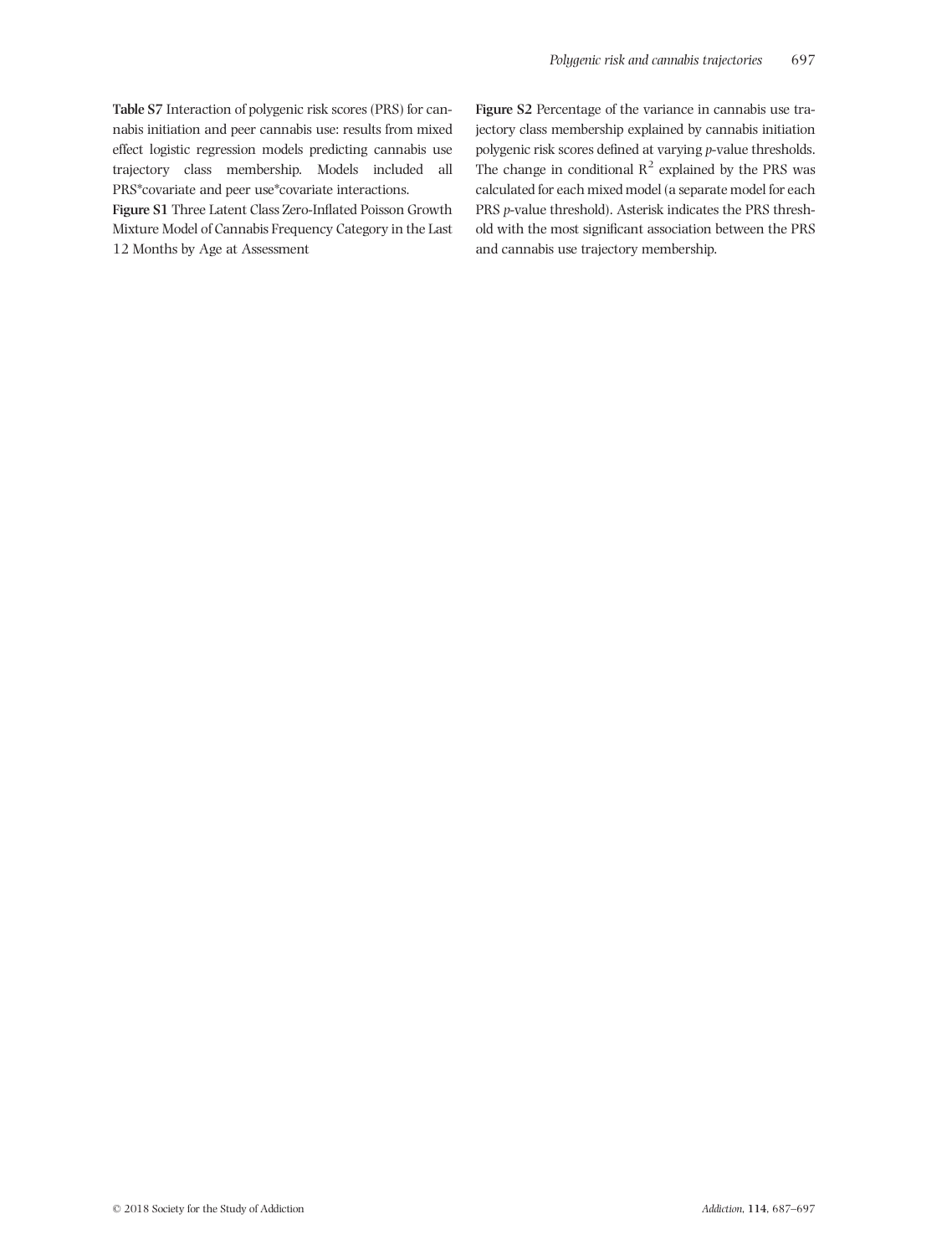**Table S7** Interaction of polygenic risk scores (PRS) for cannabis initiation and peer cannabis use: results from mixed effect logistic regression models predicting cannabis use trajectory class membership. Models included all PRS*covariate and peer use*covariate interactions.

**Figure S1** Three Latent Class Zero-Inflated Poisson Growth Mixture Model of Cannabis Frequency Category in the Last 12 Months by Age at Assessment

**Figure S2** Percentage of the variance in cannabis use trajectory class membership explained by cannabis initiation polygenic risk scores defined at varying *p*-value thresholds. The change in conditional $R^2$ explained by the PRS was calculated for each mixed model (a separate model for each PRS *p*-value threshold). Asterisk indicates the PRS threshold with the most significant association between the PRS and cannabis use trajectory membership.